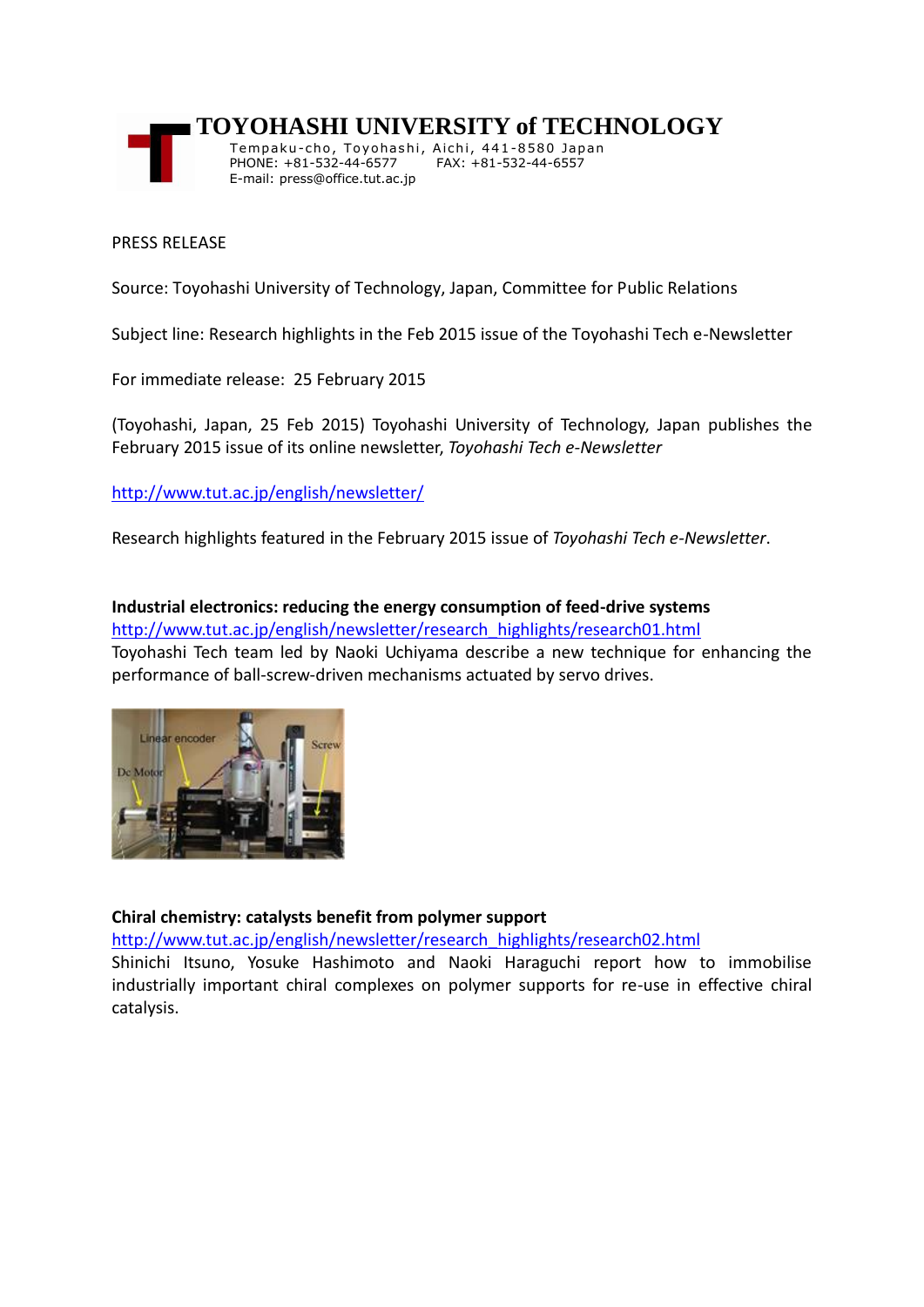# TOYOHASHI UNIVERSITY of TECHNOLOGY

Tempaku-cho, Toyohashi, Aichi, 441-8580 Japan
PHONE: +81-532-44-6577 FAX: +81-532-44-6557
E-mail: press@office.tut.ac.jp

PRESS RELEASE

Source: Toyohashi University of Technology, Japan, Committee for Public Relations

Subject line: Research highlights in the Feb 2015 issue of the Toyohashi Tech e-Newsletter

For immediate release: 25 February 2015

(Toyohashi, Japan, 25 Feb 2015) Toyohashi University of Technology, Japan publishes the February 2015 issue of its online newsletter, *Toyohashi Tech e-Newsletter*

http://www.tut.ac.jp/english/newsletter/

Research highlights featured in the February 2015 issue of *Toyohashi Tech e-Newsletter*.

**Industrial electronics: reducing the energy consumption of feed-drive systems**
http://www.tut.ac.jp/english/newsletter/research_highlights/research01.html
Toyohashi Tech team led by Naoki Uchiyama describe a new technique for enhancing the performance of ball-screw-driven mechanisms actuated by servo drives.

**Chiral chemistry: catalysts benefit from polymer support**
http://www.tut.ac.jp/english/newsletter/research_highlights/research02.html
Shinichi Itsuno, Yosuke Hashimoto and Naoki Haraguchi report how to immobilise industrially important chiral complexes on polymer supports for re-use in effective chiral catalysis.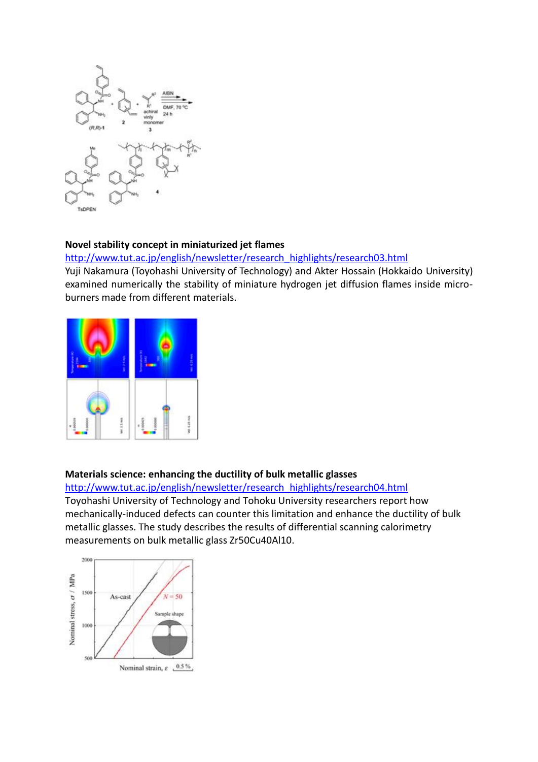**Novel stability concept in miniaturized jet flames**

http://www.tut.ac.jp/english/newsletter/research_highlights/research03.html

Yuji Nakamura (Toyohashi University of Technology) and Akter Hossain (Hokkaido University) examined numerically the stability of miniature hydrogen jet diffusion flames inside micro-burners made from different materials.

**Materials science: enhancing the ductility of bulk metallic glasses**

http://www.tut.ac.jp/english/newsletter/research_highlights/research04.html

Toyohashi University of Technology and Tohoku University researchers report how mechanically-induced defects can counter this limitation and enhance the ductility of bulk metallic glasses. The study describes the results of differential scanning calorimetry measurements on bulk metallic glass $Zr_{50}Cu_{40}Al_{10}$.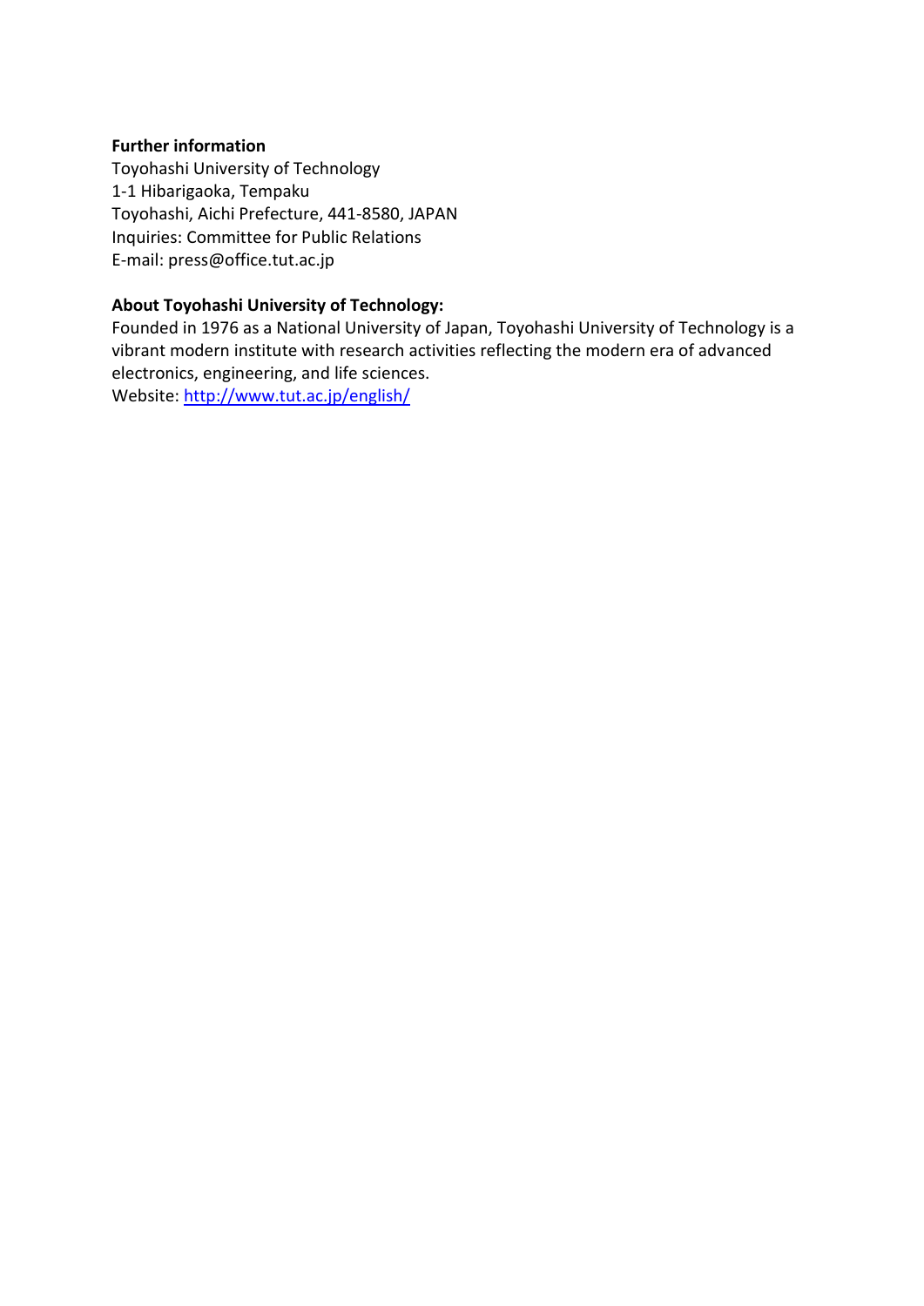**Further information**
Toyohashi University of Technology
1-1 Hibarigaoka, Tempaku
Toyohashi, Aichi Prefecture, 441-8580, JAPAN
Inquiries: Committee for Public Relations
E-mail: press@office.tut.ac.jp

**About Toyohashi University of Technology:**
Founded in 1976 as a National University of Japan, Toyohashi University of Technology is a vibrant modern institute with research activities reflecting the modern era of advanced electronics, engineering, and life sciences.
Website: [http://www.tut.ac.jp/english/](http://www.tut.ac.jp/english/)